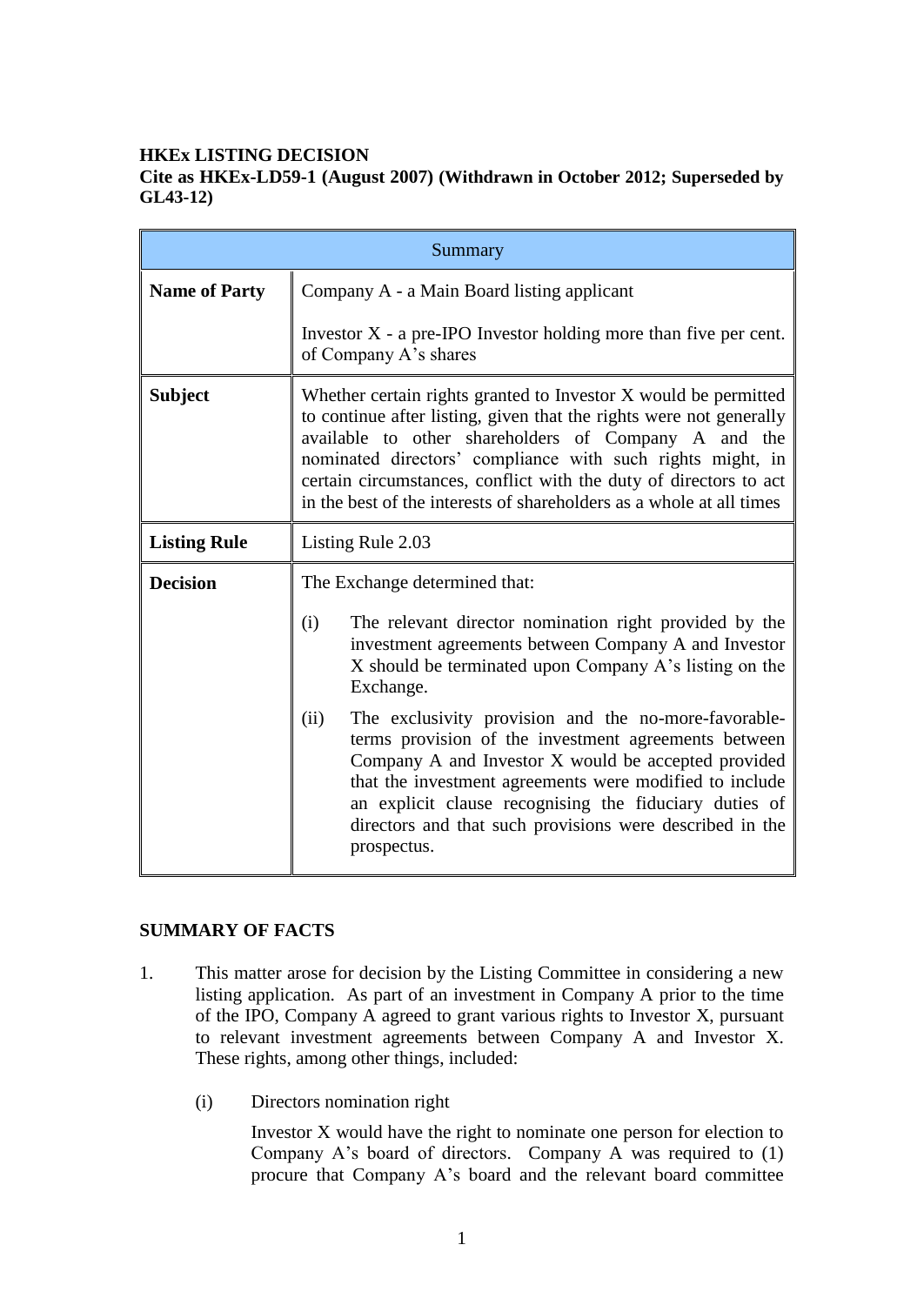**HKEx LISTING DECISION**
**Cite as HKEx-LD59-1 (August 2007) (Withdrawn in October 2012; Superseded by GL43-12)**

| Summary | |
|---|---|
| **Name of Party** | Company A - a Main Board listing applicant<br><br>Investor X - a pre-IPO Investor holding more than five per cent. of Company A's shares |
| **Subject** | Whether certain rights granted to Investor X would be permitted to continue after listing, given that the rights were not generally available to other shareholders of Company A and the nominated directors' compliance with such rights might, in certain circumstances, conflict with the duty of directors to act in the best of the interests of shareholders as a whole at all times |
| **Listing Rule** | Listing Rule 2.03 |
| **Decision** | The Exchange determined that:<br><br>(i) The relevant director nomination right provided by the investment agreements between Company A and Investor X should be terminated upon Company A's listing on the Exchange.<br><br>(ii) The exclusivity provision and the no-more-favorable-terms provision of the investment agreements between Company A and Investor X would be accepted provided that the investment agreements were modified to include an explicit clause recognising the fiduciary duties of directors and that such provisions were described in the prospectus. |

**SUMMARY OF FACTS**

1. This matter arose for decision by the Listing Committee in considering a new listing application. As part of an investment in Company A prior to the time of the IPO, Company A agreed to grant various rights to Investor X, pursuant to relevant investment agreements between Company A and Investor X. These rights, among other things, included:

   (i) Directors nomination right

   Investor X would have the right to nominate one person for election to Company A's board of directors. Company A was required to (1) procure that Company A's board and the relevant board committee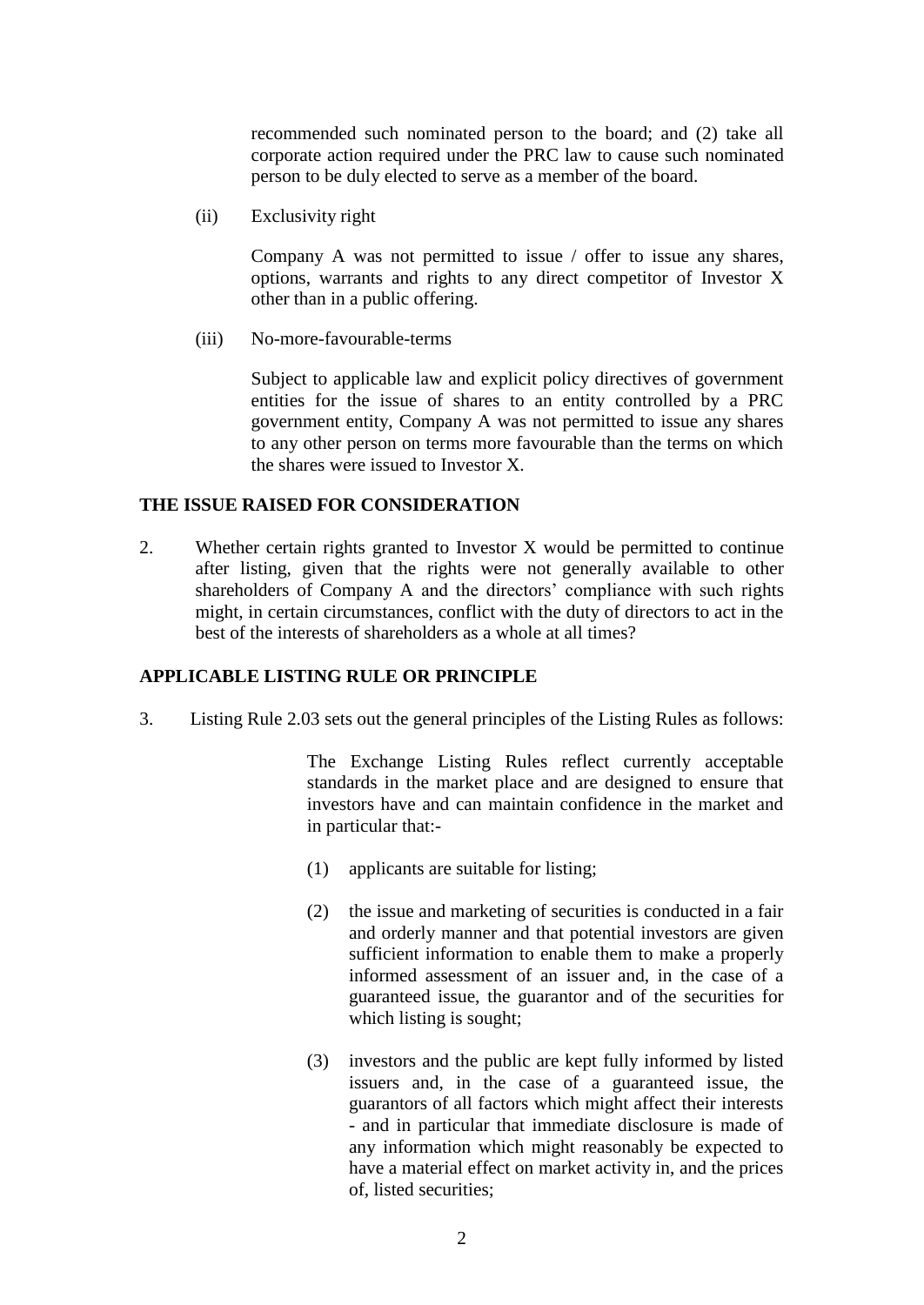recommended such nominated person to the board; and (2) take all corporate action required under the PRC law to cause such nominated person to be duly elected to serve as a member of the board.

(ii) Exclusivity right

Company A was not permitted to issue / offer to issue any shares, options, warrants and rights to any direct competitor of Investor X other than in a public offering.

(iii) No-more-favourable-terms

Subject to applicable law and explicit policy directives of government entities for the issue of shares to an entity controlled by a PRC government entity, Company A was not permitted to issue any shares to any other person on terms more favourable than the terms on which the shares were issued to Investor X.

## THE ISSUE RAISED FOR CONSIDERATION

2. Whether certain rights granted to Investor X would be permitted to continue after listing, given that the rights were not generally available to other shareholders of Company A and the directors' compliance with such rights might, in certain circumstances, conflict with the duty of directors to act in the best of the interests of shareholders as a whole at all times?

## APPLICABLE LISTING RULE OR PRINCIPLE

3. Listing Rule 2.03 sets out the general principles of the Listing Rules as follows:

> The Exchange Listing Rules reflect currently acceptable standards in the market place and are designed to ensure that investors have and can maintain confidence in the market and in particular that:-
>
> (1) applicants are suitable for listing;
>
> (2) the issue and marketing of securities is conducted in a fair and orderly manner and that potential investors are given sufficient information to enable them to make a properly informed assessment of an issuer and, in the case of a guaranteed issue, the guarantor and of the securities for which listing is sought;
>
> (3) investors and the public are kept fully informed by listed issuers and, in the case of a guaranteed issue, the guarantors of all factors which might affect their interests - and in particular that immediate disclosure is made of any information which might reasonably be expected to have a material effect on market activity in, and the prices of, listed securities;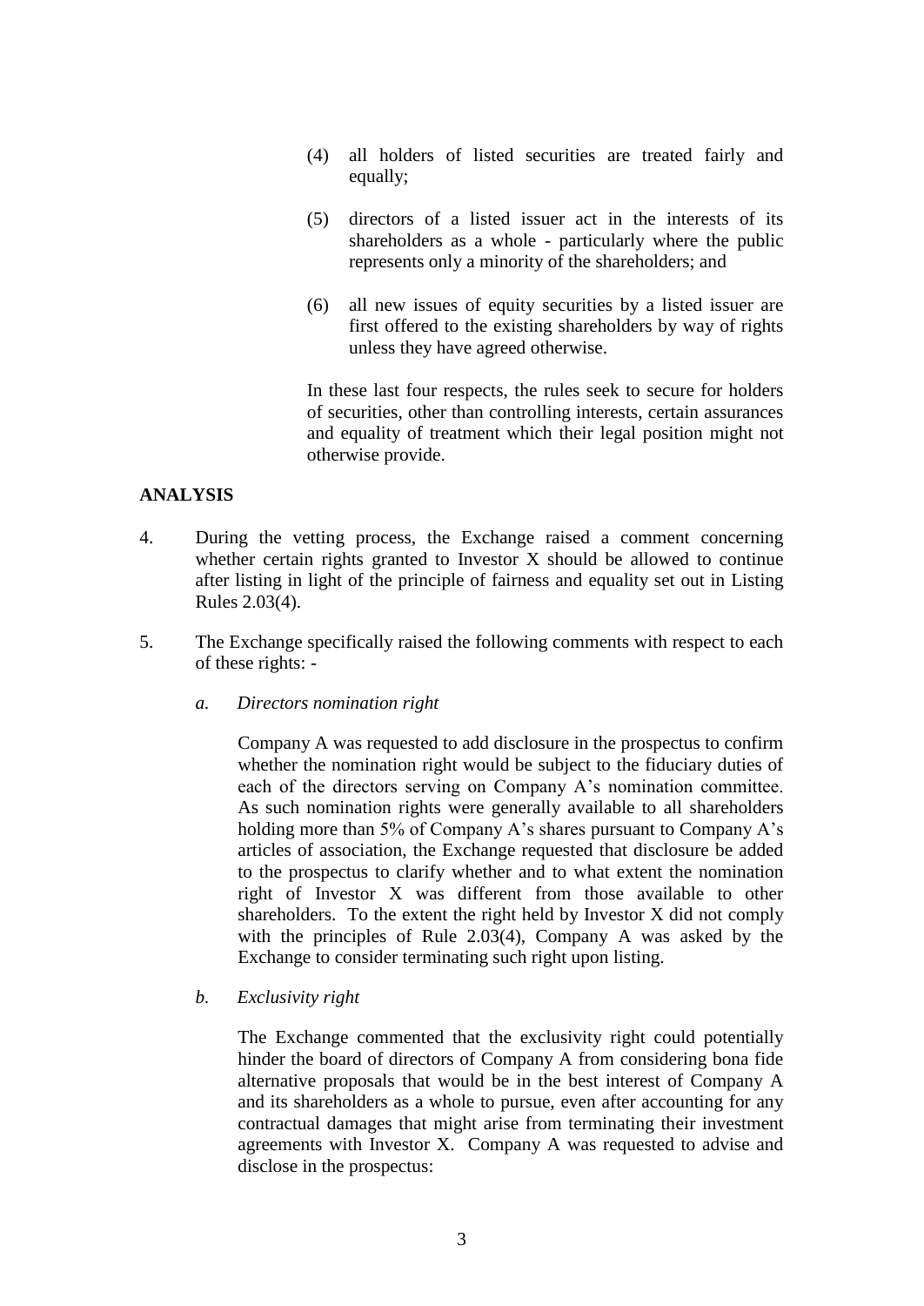(4) all holders of listed securities are treated fairly and equally;

(5) directors of a listed issuer act in the interests of its shareholders as a whole - particularly where the public represents only a minority of the shareholders; and

(6) all new issues of equity securities by a listed issuer are first offered to the existing shareholders by way of rights unless they have agreed otherwise.

In these last four respects, the rules seek to secure for holders of securities, other than controlling interests, certain assurances and equality of treatment which their legal position might not otherwise provide.

**ANALYSIS**

4. During the vetting process, the Exchange raised a comment concerning whether certain rights granted to Investor X should be allowed to continue after listing in light of the principle of fairness and equality set out in Listing Rules 2.03(4).

5. The Exchange specifically raised the following comments with respect to each of these rights: -

   *a. Directors nomination right*

   Company A was requested to add disclosure in the prospectus to confirm whether the nomination right would be subject to the fiduciary duties of each of the directors serving on Company A's nomination committee. As such nomination rights were generally available to all shareholders holding more than 5% of Company A's shares pursuant to Company A's articles of association, the Exchange requested that disclosure be added to the prospectus to clarify whether and to what extent the nomination right of Investor X was different from those available to other shareholders. To the extent the right held by Investor X did not comply with the principles of Rule 2.03(4), Company A was asked by the Exchange to consider terminating such right upon listing.

   *b. Exclusivity right*

   The Exchange commented that the exclusivity right could potentially hinder the board of directors of Company A from considering bona fide alternative proposals that would be in the best interest of Company A and its shareholders as a whole to pursue, even after accounting for any contractual damages that might arise from terminating their investment agreements with Investor X. Company A was requested to advise and disclose in the prospectus: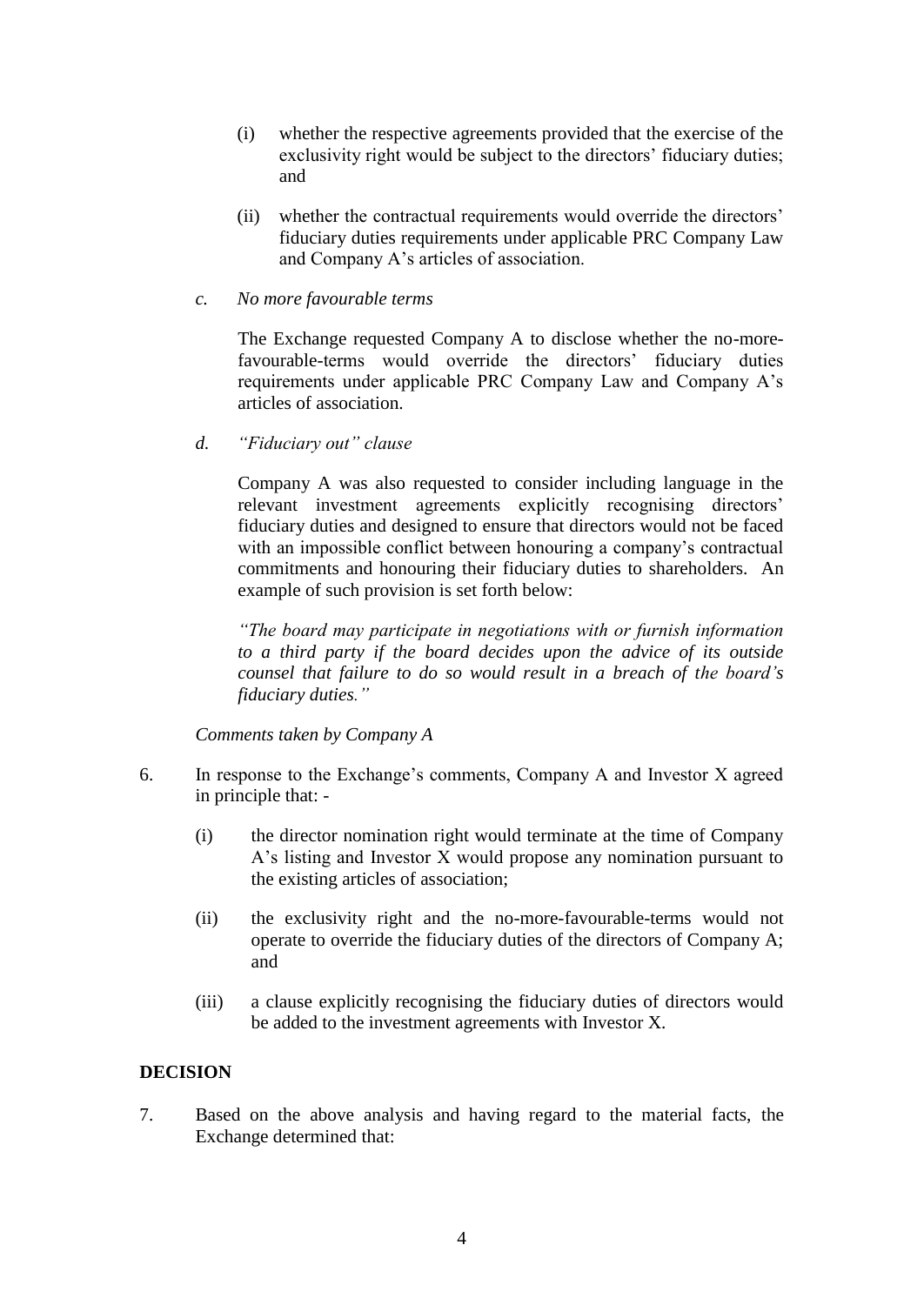(i) whether the respective agreements provided that the exercise of the exclusivity right would be subject to the directors' fiduciary duties; and

(ii) whether the contractual requirements would override the directors' fiduciary duties requirements under applicable PRC Company Law and Company A's articles of association.

*c. No more favourable terms*

The Exchange requested Company A to disclose whether the no-more-favourable-terms would override the directors' fiduciary duties requirements under applicable PRC Company Law and Company A's articles of association.

*d. "Fiduciary out" clause*

Company A was also requested to consider including language in the relevant investment agreements explicitly recognising directors' fiduciary duties and designed to ensure that directors would not be faced with an impossible conflict between honouring a company's contractual commitments and honouring their fiduciary duties to shareholders. An example of such provision is set forth below:

*"The board may participate in negotiations with or furnish information to a third party if the board decides upon the advice of its outside counsel that failure to do so would result in a breach of the board's fiduciary duties."*

*Comments taken by Company A*

6. In response to the Exchange's comments, Company A and Investor X agreed in principle that: -

   (i) the director nomination right would terminate at the time of Company A's listing and Investor X would propose any nomination pursuant to the existing articles of association;

   (ii) the exclusivity right and the no-more-favourable-terms would not operate to override the fiduciary duties of the directors of Company A; and

   (iii) a clause explicitly recognising the fiduciary duties of directors would be added to the investment agreements with Investor X.

## DECISION

7. Based on the above analysis and having regard to the material facts, the Exchange determined that: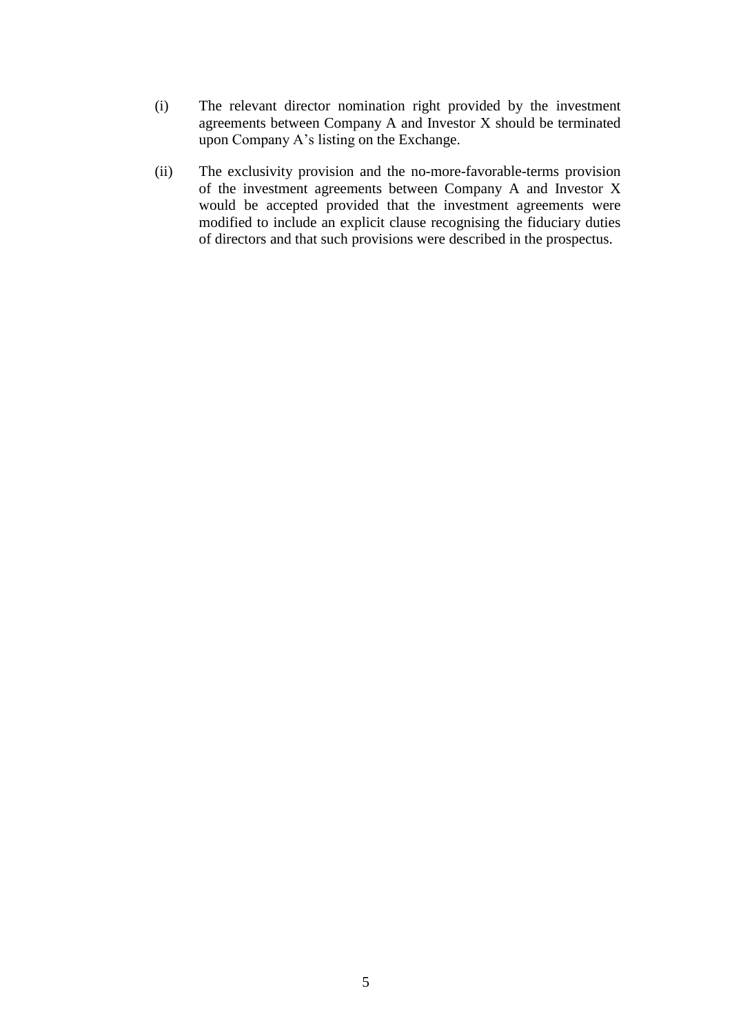(i) The relevant director nomination right provided by the investment agreements between Company A and Investor X should be terminated upon Company A's listing on the Exchange.

(ii) The exclusivity provision and the no-more-favorable-terms provision of the investment agreements between Company A and Investor X would be accepted provided that the investment agreements were modified to include an explicit clause recognising the fiduciary duties of directors and that such provisions were described in the prospectus.